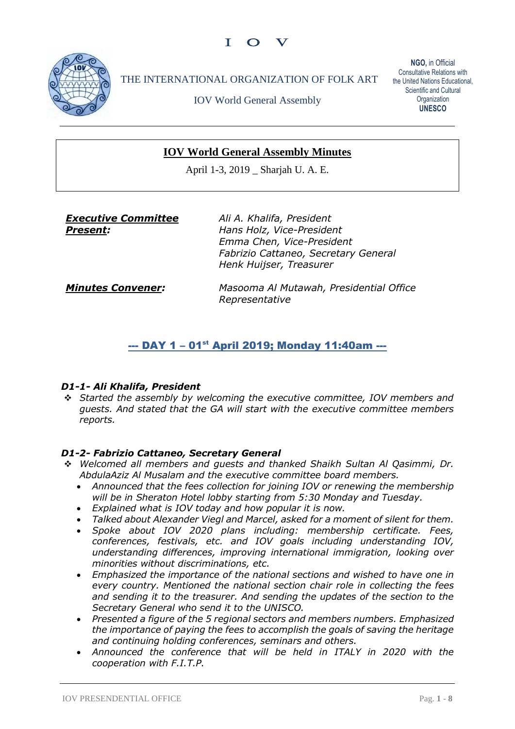I O V

THE INTERNATIONAL ORGANIZATION OF FOLK ART

IOV World General Assembly

**NGO,** in Official Consultative Relations with the United Nations Educational, Scientific and Cultural Organization **UNESCO**

---

# IOV World General Assembly Minutes

April 1-3, 2019 _ Sharjah U. A. E.

***Executive Committee Present:***

*Ali A. Khalifa, President*
*Hans Holz, Vice-President*
*Emma Chen, Vice-President*
*Fabrizio Cattaneo, Secretary General*
*Henk Huijser, Treasurer*

***Minutes Convener:***

*Masooma Al Mutawah, Presidential Office Representative*

## --- DAY 1 – 01st April 2019; Monday 11:40am ---

### *D1-1- Ali Khalifa, President*

- *Started the assembly by welcoming the executive committee, IOV members and guests. And stated that the GA will start with the executive committee members reports.*

### *D1-2- Fabrizio Cattaneo, Secretary General*

- *Welcomed all members and guests and thanked Shaikh Sultan Al Qasimmi, Dr. AbdulaAziz Al Musalam and the executive committee board members.*
  - *Announced that the fees collection for joining IOV or renewing the membership will be in Sheraton Hotel lobby starting from 5:30 Monday and Tuesday.*
  - *Explained what is IOV today and how popular it is now.*
  - *Talked about Alexander Viegl and Marcel, asked for a moment of silent for them.*
  - *Spoke about IOV 2020 plans including: membership certificate. Fees, conferences, festivals, etc. and IOV goals including understanding IOV, understanding differences, improving international immigration, looking over minorities without discriminations, etc.*
  - *Emphasized the importance of the national sections and wished to have one in every country. Mentioned the national section chair role in collecting the fees and sending it to the treasurer. And sending the updates of the section to the Secretary General who send it to the UNISCO.*
  - *Presented a figure of the 5 regional sectors and members numbers. Emphasized the importance of paying the fees to accomplish the goals of saving the heritage and continuing holding conferences, seminars and others.*
  - *Announced the conference that will be held in ITALY in 2020 with the cooperation with F.I.T.P.*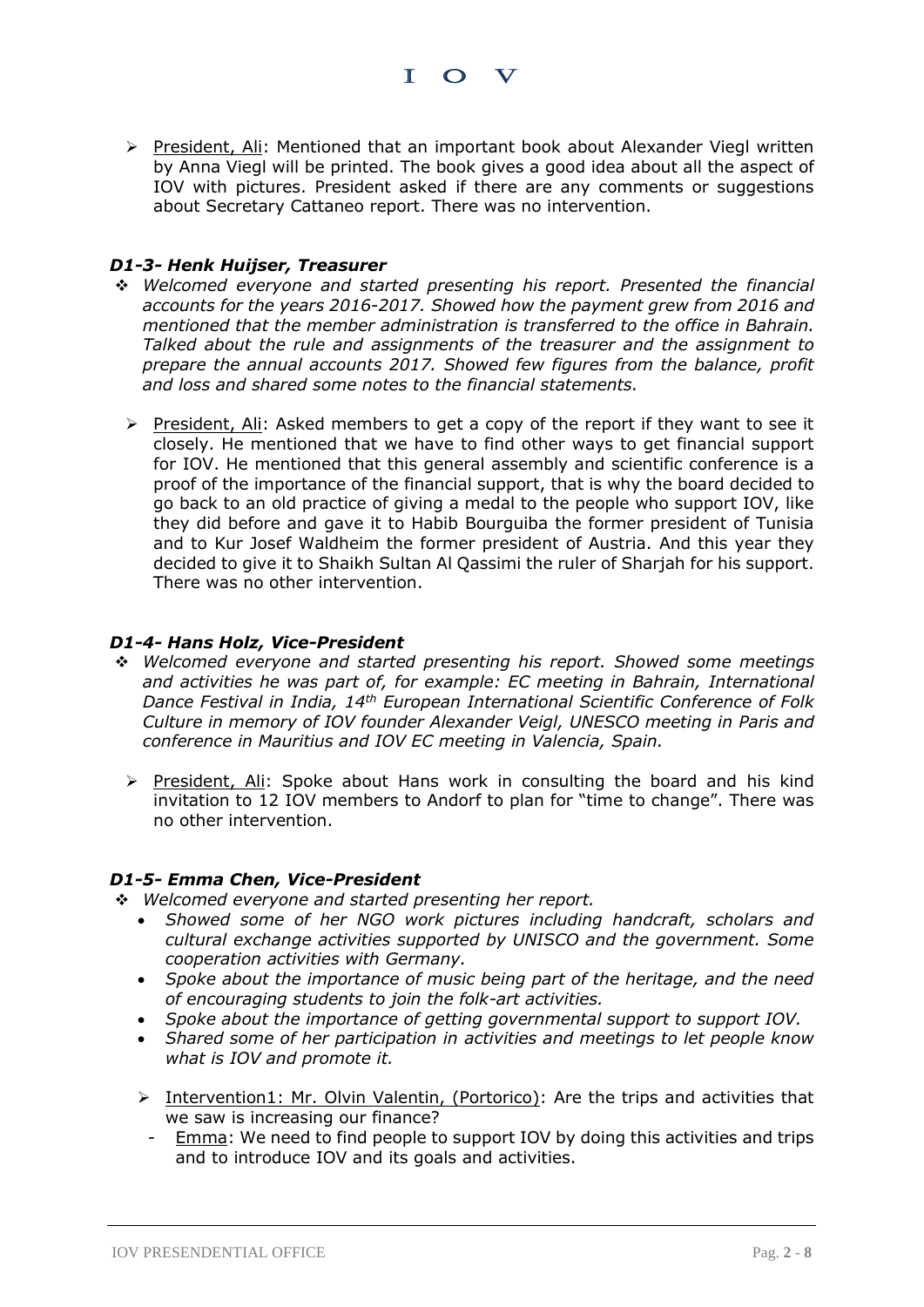- President, Ali: Mentioned that an important book about Alexander Viegl written by Anna Viegl will be printed. The book gives a good idea about all the aspect of IOV with pictures. President asked if there are any comments or suggestions about Secretary Cattaneo report. There was no intervention.

### *D1-3- Henk Huijser, Treasurer*

- *Welcomed everyone and started presenting his report. Presented the financial accounts for the years 2016-2017. Showed how the payment grew from 2016 and mentioned that the member administration is transferred to the office in Bahrain. Talked about the rule and assignments of the treasurer and the assignment to prepare the annual accounts 2017. Showed few figures from the balance, profit and loss and shared some notes to the financial statements.*

  - President, Ali: Asked members to get a copy of the report if they want to see it closely. He mentioned that we have to find other ways to get financial support for IOV. He mentioned that this general assembly and scientific conference is a proof of the importance of the financial support, that is why the board decided to go back to an old practice of giving a medal to the people who support IOV, like they did before and gave it to Habib Bourguiba the former president of Tunisia and to Kur Josef Waldheim the former president of Austria. And this year they decided to give it to Shaikh Sultan Al Qassimi the ruler of Sharjah for his support. There was no other intervention.

### *D1-4- Hans Holz, Vice-President*

- *Welcomed everyone and started presenting his report. Showed some meetings and activities he was part of, for example: EC meeting in Bahrain, International Dance Festival in India, 14th European International Scientific Conference of Folk Culture in memory of IOV founder Alexander Veigl, UNESCO meeting in Paris and conference in Mauritius and IOV EC meeting in Valencia, Spain.*

  - President, Ali: Spoke about Hans work in consulting the board and his kind invitation to 12 IOV members to Andorf to plan for "time to change". There was no other intervention.

### *D1-5- Emma Chen, Vice-President*

- *Welcomed everyone and started presenting her report.*
  - *Showed some of her NGO work pictures including handcraft, scholars and cultural exchange activities supported by UNISCO and the government. Some cooperation activities with Germany.*
  - *Spoke about the importance of music being part of the heritage, and the need of encouraging students to join the folk-art activities.*
  - *Spoke about the importance of getting governmental support to support IOV.*
  - *Shared some of her participation in activities and meetings to let people know what is IOV and promote it.*

  - Intervention1: Mr. Olvin Valentin, (Portorico): Are the trips and activities that we saw is increasing our finance?
    - Emma: We need to find people to support IOV by doing this activities and trips and to introduce IOV and its goals and activities.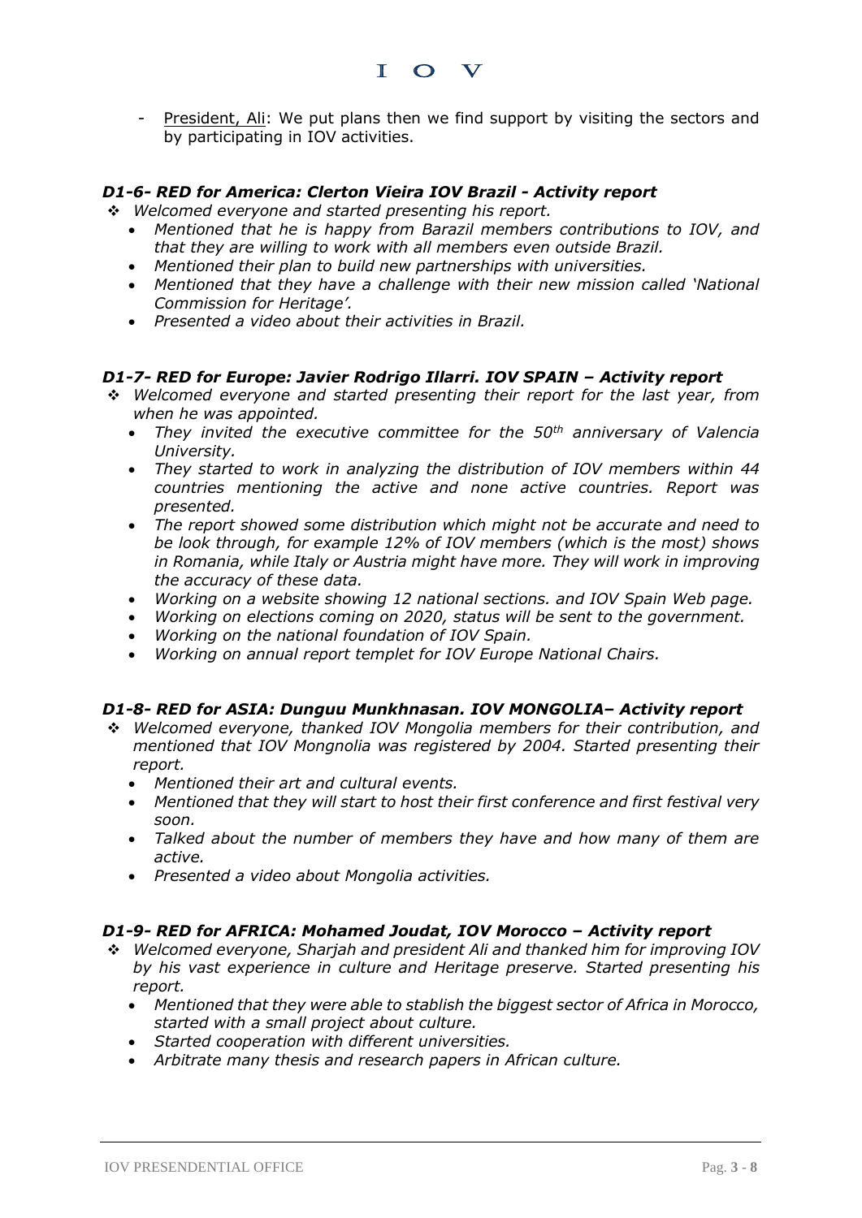- <u>President, Ali</u>: We put plans then we find support by visiting the sectors and by participating in IOV activities.

### *D1-6- RED for America: Clerton Vieira IOV Brazil - Activity report*

- *Welcomed everyone and started presenting his report.*
  - *Mentioned that he is happy from Barazil members contributions to IOV, and that they are willing to work with all members even outside Brazil.*
  - *Mentioned their plan to build new partnerships with universities.*
  - *Mentioned that they have a challenge with their new mission called 'National Commission for Heritage'.*
  - *Presented a video about their activities in Brazil.*

### *D1-7- RED for Europe: Javier Rodrigo Illarri. IOV SPAIN – Activity report*

- *Welcomed everyone and started presenting their report for the last year, from when he was appointed.*
  - *They invited the executive committee for the 50th anniversary of Valencia University.*
  - *They started to work in analyzing the distribution of IOV members within 44 countries mentioning the active and none active countries. Report was presented.*
  - *The report showed some distribution which might not be accurate and need to be look through, for example 12% of IOV members (which is the most) shows in Romania, while Italy or Austria might have more. They will work in improving the accuracy of these data.*
  - *Working on a website showing 12 national sections. and IOV Spain Web page.*
  - *Working on elections coming on 2020, status will be sent to the government.*
  - *Working on the national foundation of IOV Spain.*
  - *Working on annual report templet for IOV Europe National Chairs.*

### *D1-8- RED for ASIA: Dunguu Munkhnasan. IOV MONGOLIA– Activity report*

- *Welcomed everyone, thanked IOV Mongolia members for their contribution, and mentioned that IOV Mongnolia was registered by 2004. Started presenting their report.*
  - *Mentioned their art and cultural events.*
  - *Mentioned that they will start to host their first conference and first festival very soon.*
  - *Talked about the number of members they have and how many of them are active.*
  - *Presented a video about Mongolia activities.*

### *D1-9- RED for AFRICA: Mohamed Joudat, IOV Morocco – Activity report*

- *Welcomed everyone, Sharjah and president Ali and thanked him for improving IOV by his vast experience in culture and Heritage preserve. Started presenting his report.*
  - *Mentioned that they were able to stablish the biggest sector of Africa in Morocco, started with a small project about culture.*
  - *Started cooperation with different universities.*
  - *Arbitrate many thesis and research papers in African culture.*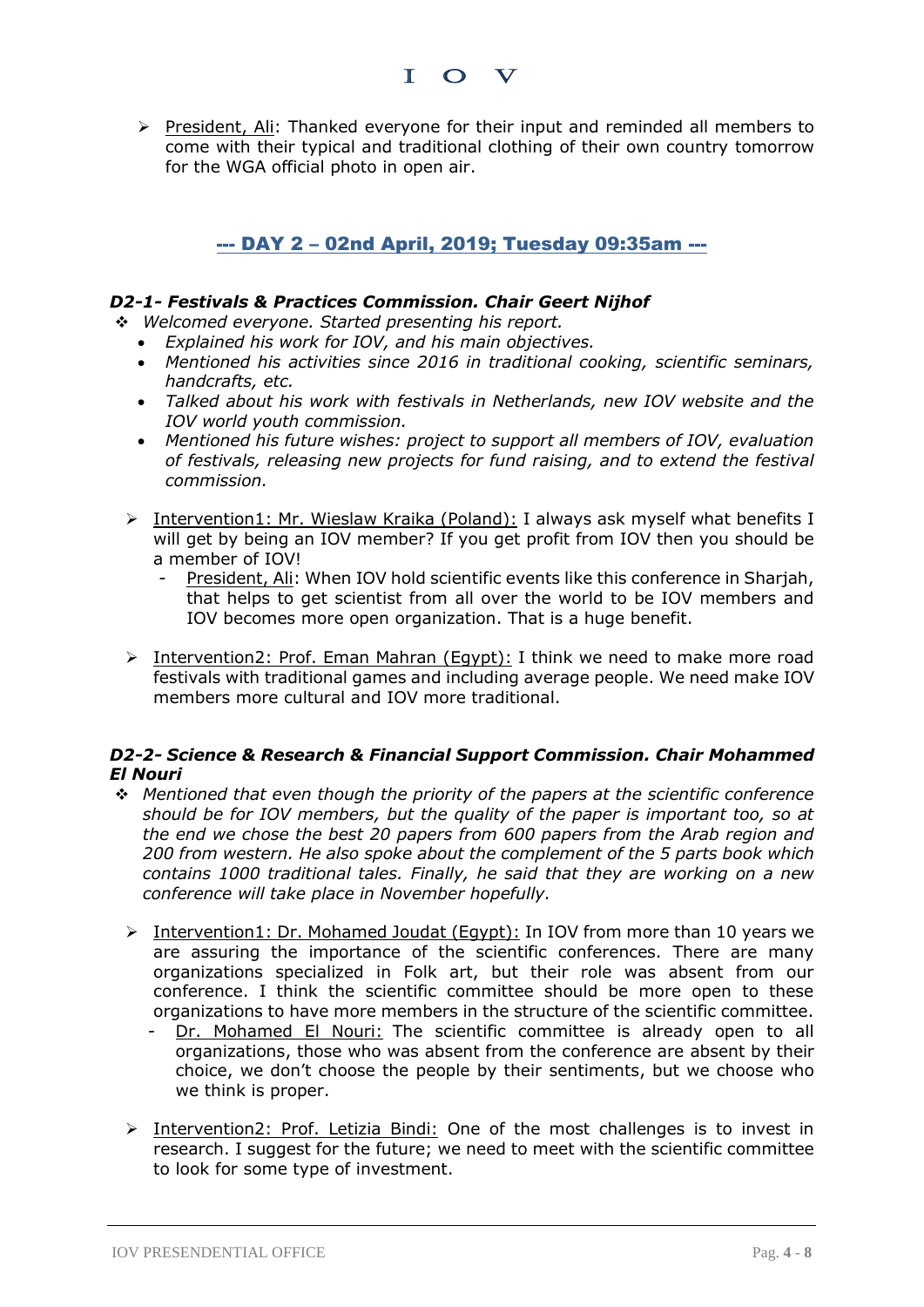- President, Ali: Thanked everyone for their input and reminded all members to come with their typical and traditional clothing of their own country tomorrow for the WGA official photo in open air.

## --- DAY 2 – 02nd April, 2019; Tuesday 09:35am ---

### *D2-1- Festivals & Practices Commission. Chair Geert Nijhof*

- *Welcomed everyone. Started presenting his report.*
  - *Explained his work for IOV, and his main objectives.*
  - *Mentioned his activities since 2016 in traditional cooking, scientific seminars, handcrafts, etc.*
  - *Talked about his work with festivals in Netherlands, new IOV website and the IOV world youth commission.*
  - *Mentioned his future wishes: project to support all members of IOV, evaluation of festivals, releasing new projects for fund raising, and to extend the festival commission.*

- Intervention1: Mr. Wieslaw Kraika (Poland): I always ask myself what benefits I will get by being an IOV member? If you get profit from IOV then you should be a member of IOV!
  - President, Ali: When IOV hold scientific events like this conference in Sharjah, that helps to get scientist from all over the world to be IOV members and IOV becomes more open organization. That is a huge benefit.

- Intervention2: Prof. Eman Mahran (Egypt): I think we need to make more road festivals with traditional games and including average people. We need make IOV members more cultural and IOV more traditional.

### *D2-2- Science & Research & Financial Support Commission. Chair Mohammed El Nouri*

- *Mentioned that even though the priority of the papers at the scientific conference should be for IOV members, but the quality of the paper is important too, so at the end we chose the best 20 papers from 600 papers from the Arab region and 200 from western. He also spoke about the complement of the 5 parts book which contains 1000 traditional tales. Finally, he said that they are working on a new conference will take place in November hopefully.*

- Intervention1: Dr. Mohamed Joudat (Egypt): In IOV from more than 10 years we are assuring the importance of the scientific conferences. There are many organizations specialized in Folk art, but their role was absent from our conference. I think the scientific committee should be more open to these organizations to have more members in the structure of the scientific committee.
  - Dr. Mohamed El Nouri: The scientific committee is already open to all organizations, those who was absent from the conference are absent by their choice, we don't choose the people by their sentiments, but we choose who we think is proper.

- Intervention2: Prof. Letizia Bindi: One of the most challenges is to invest in research. I suggest for the future; we need to meet with the scientific committee to look for some type of investment.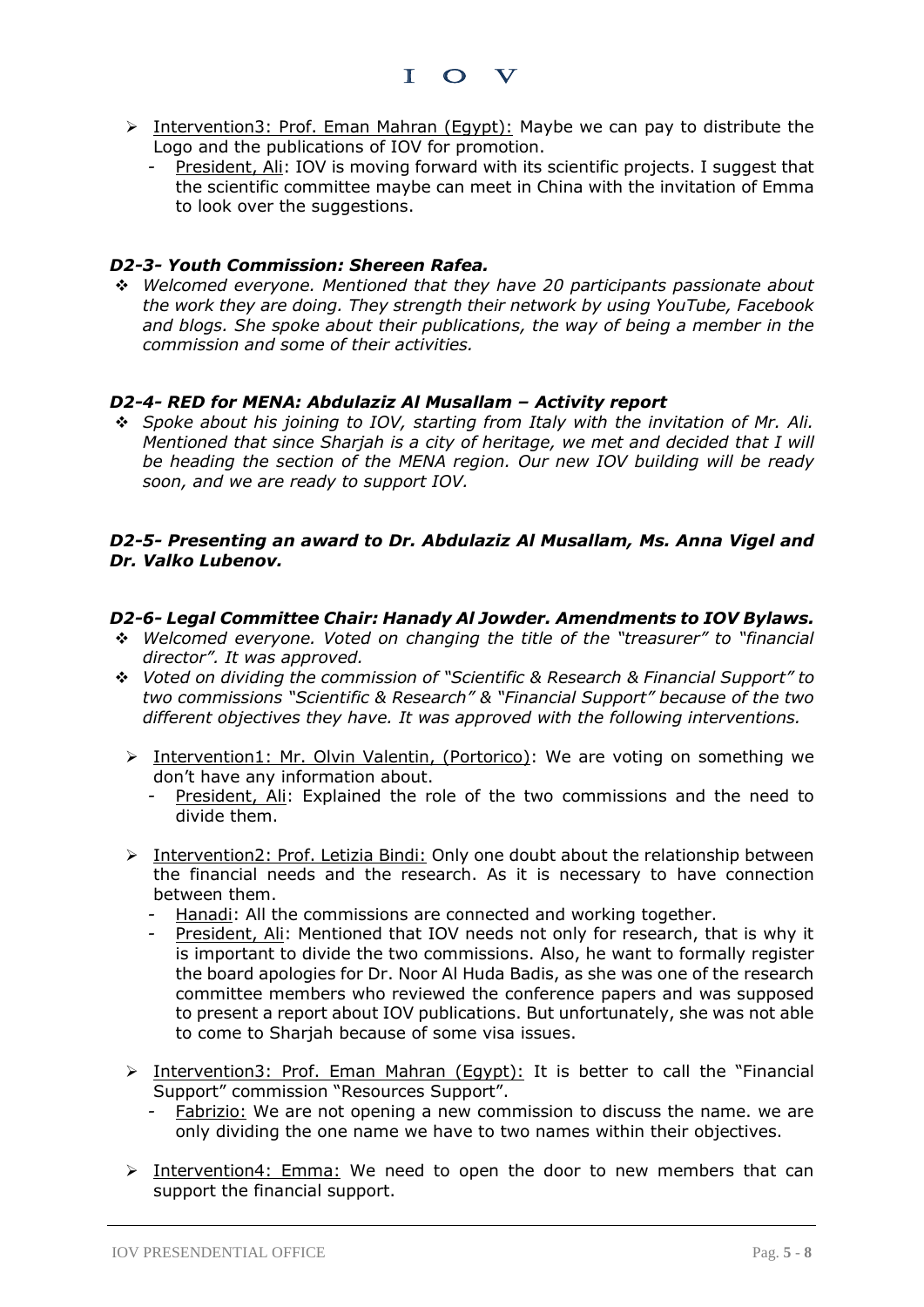- Intervention3: Prof. Eman Mahran (Egypt): Maybe we can pay to distribute the Logo and the publications of IOV for promotion.
  - President, Ali: IOV is moving forward with its scientific projects. I suggest that the scientific committee maybe can meet in China with the invitation of Emma to look over the suggestions.

### *D2-3- Youth Commission: Shereen Rafea.*

- *Welcomed everyone. Mentioned that they have 20 participants passionate about the work they are doing. They strength their network by using YouTube, Facebook and blogs. She spoke about their publications, the way of being a member in the commission and some of their activities.*

### *D2-4- RED for MENA: Abdulaziz Al Musallam – Activity report*

- *Spoke about his joining to IOV, starting from Italy with the invitation of Mr. Ali. Mentioned that since Sharjah is a city of heritage, we met and decided that I will be heading the section of the MENA region. Our new IOV building will be ready soon, and we are ready to support IOV.*

### *D2-5- Presenting an award to Dr. Abdulaziz Al Musallam, Ms. Anna Vigel and Dr. Valko Lubenov.*

### *D2-6- Legal Committee Chair: Hanady Al Jowder. Amendments to IOV Bylaws.*

- *Welcomed everyone. Voted on changing the title of the "treasurer" to "financial director". It was approved.*
- *Voted on dividing the commission of "Scientific & Research & Financial Support" to two commissions "Scientific & Research" & "Financial Support" because of the two different objectives they have. It was approved with the following interventions.*

  - Intervention1: Mr. Olvin Valentin, (Portorico): We are voting on something we don't have any information about.
    - President, Ali: Explained the role of the two commissions and the need to divide them.

  - Intervention2: Prof. Letizia Bindi: Only one doubt about the relationship between the financial needs and the research. As it is necessary to have connection between them.
    - Hanadi: All the commissions are connected and working together.
    - President, Ali: Mentioned that IOV needs not only for research, that is why it is important to divide the two commissions. Also, he want to formally register the board apologies for Dr. Noor Al Huda Badis, as she was one of the research committee members who reviewed the conference papers and was supposed to present a report about IOV publications. But unfortunately, she was not able to come to Sharjah because of some visa issues.

  - Intervention3: Prof. Eman Mahran (Egypt): It is better to call the "Financial Support" commission "Resources Support".
    - Fabrizio: We are not opening a new commission to discuss the name. we are only dividing the one name we have to two names within their objectives.

  - Intervention4: Emma: We need to open the door to new members that can support the financial support.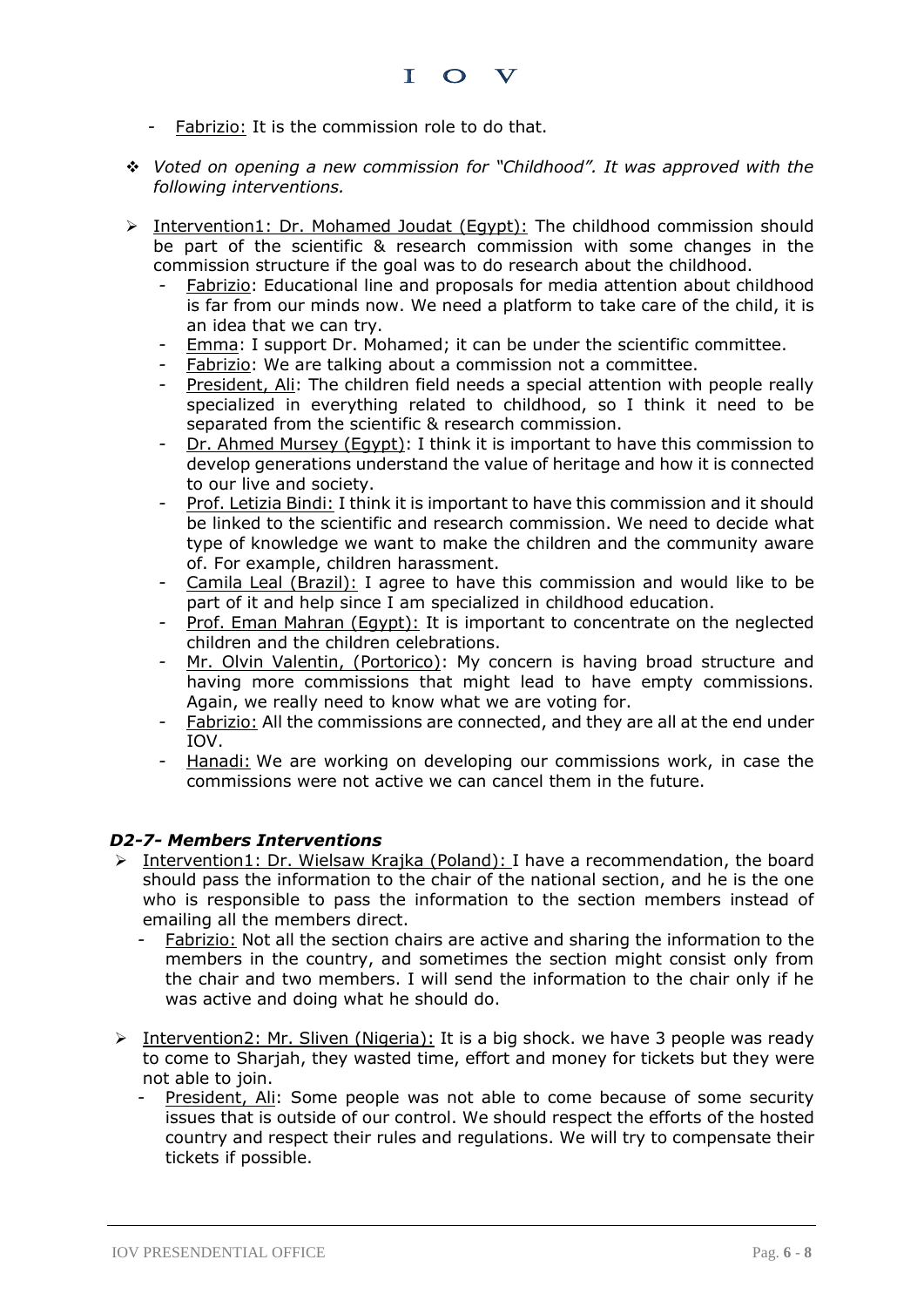- Fabrizio: It is the commission role to do that.

- *Voted on opening a new commission for "Childhood". It was approved with the following interventions.*

- Intervention1: Dr. Mohamed Joudat (Egypt): The childhood commission should be part of the scientific & research commission with some changes in the commission structure if the goal was to do research about the childhood.
  - Fabrizio: Educational line and proposals for media attention about childhood is far from our minds now. We need a platform to take care of the child, it is an idea that we can try.
  - Emma: I support Dr. Mohamed; it can be under the scientific committee.
  - Fabrizio: We are talking about a commission not a committee.
  - President, Ali: The children field needs a special attention with people really specialized in everything related to childhood, so I think it need to be separated from the scientific & research commission.
  - Dr. Ahmed Mursey (Egypt): I think it is important to have this commission to develop generations understand the value of heritage and how it is connected to our live and society.
  - Prof. Letizia Bindi: I think it is important to have this commission and it should be linked to the scientific and research commission. We need to decide what type of knowledge we want to make the children and the community aware of. For example, children harassment.
  - Camila Leal (Brazil): I agree to have this commission and would like to be part of it and help since I am specialized in childhood education.
  - Prof. Eman Mahran (Egypt): It is important to concentrate on the neglected children and the children celebrations.
  - Mr. Olvin Valentin, (Portorico): My concern is having broad structure and having more commissions that might lead to have empty commissions. Again, we really need to know what we are voting for.
  - Fabrizio: All the commissions are connected, and they are all at the end under IOV.
  - Hanadi: We are working on developing our commissions work, in case the commissions were not active we can cancel them in the future.

### *D2-7- Members Interventions*

- Intervention1: Dr. Wielsaw Krajka (Poland): I have a recommendation, the board should pass the information to the chair of the national section, and he is the one who is responsible to pass the information to the section members instead of emailing all the members direct.
  - Fabrizio: Not all the section chairs are active and sharing the information to the members in the country, and sometimes the section might consist only from the chair and two members. I will send the information to the chair only if he was active and doing what he should do.

- Intervention2: Mr. Sliven (Nigeria): It is a big shock. we have 3 people was ready to come to Sharjah, they wasted time, effort and money for tickets but they were not able to join.
  - President, Ali: Some people was not able to come because of some security issues that is outside of our control. We should respect the efforts of the hosted country and respect their rules and regulations. We will try to compensate their tickets if possible.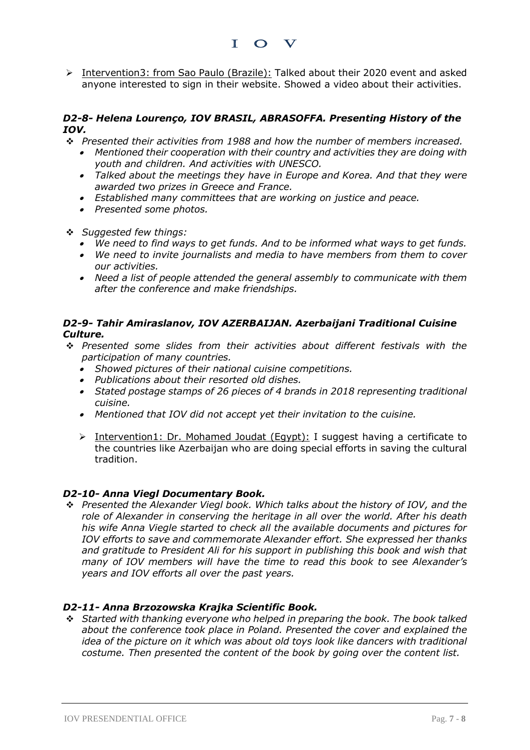- <u>Intervention3: from Sao Paulo (Brazile):</u> Talked about their 2020 event and asked anyone interested to sign in their website. Showed a video about their activities.

### *D2-8- Helena Lourenço, IOV BRASIL, ABRASOFFA. Presenting History of the IOV.*

- *Presented their activities from 1988 and how the number of members increased.*
  - *Mentioned their cooperation with their country and activities they are doing with youth and children. And activities with UNESCO.*
  - *Talked about the meetings they have in Europe and Korea. And that they were awarded two prizes in Greece and France.*
  - *Established many committees that are working on justice and peace.*
  - *Presented some photos.*

- *Suggested few things:*
  - *We need to find ways to get funds. And to be informed what ways to get funds.*
  - *We need to invite journalists and media to have members from them to cover our activities.*
  - *Need a list of people attended the general assembly to communicate with them after the conference and make friendships.*

### *D2-9- Tahir Amiraslanov, IOV AZERBAIJAN. Azerbaijani Traditional Cuisine Culture.*

- *Presented some slides from their activities about different festivals with the participation of many countries.*
  - *Showed pictures of their national cuisine competitions.*
  - *Publications about their resorted old dishes.*
  - *Stated postage stamps of 26 pieces of 4 brands in 2018 representing traditional cuisine.*
  - *Mentioned that IOV did not accept yet their invitation to the cuisine.*

  - <u>Intervention1: Dr. Mohamed Joudat (Egypt):</u> I suggest having a certificate to the countries like Azerbaijan who are doing special efforts in saving the cultural tradition.

### *D2-10- Anna Viegl Documentary Book.*

- *Presented the Alexander Viegl book. Which talks about the history of IOV, and the role of Alexander in conserving the heritage in all over the world. After his death his wife Anna Viegle started to check all the available documents and pictures for IOV efforts to save and commemorate Alexander effort. She expressed her thanks and gratitude to President Ali for his support in publishing this book and wish that many of IOV members will have the time to read this book to see Alexander's years and IOV efforts all over the past years.*

### *D2-11- Anna Brzozowska Krajka Scientific Book.*

- *Started with thanking everyone who helped in preparing the book. The book talked about the conference took place in Poland. Presented the cover and explained the idea of the picture on it which was about old toys look like dancers with traditional costume. Then presented the content of the book by going over the content list.*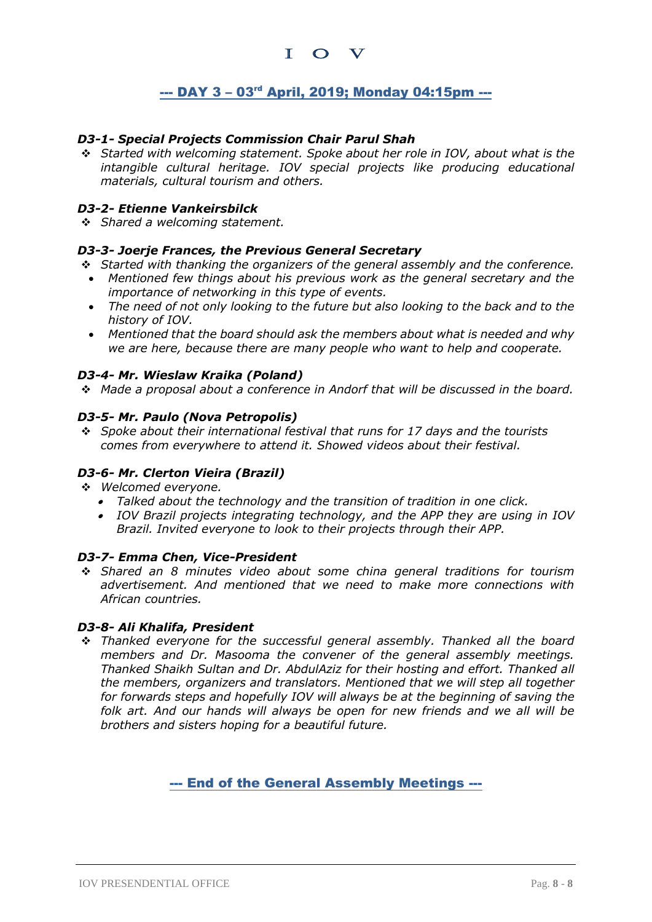## --- DAY 3 – 03rd April, 2019; Monday 04:15pm ---

***D3-1- Special Projects Commission Chair Parul Shah***

- *Started with welcoming statement. Spoke about her role in IOV, about what is the intangible cultural heritage. IOV special projects like producing educational materials, cultural tourism and others.*

***D3-2- Etienne Vankeirsbilck***

- *Shared a welcoming statement.*

***D3-3- Joerje Frances, the Previous General Secretary***

- *Started with thanking the organizers of the general assembly and the conference.*
  - *Mentioned few things about his previous work as the general secretary and the importance of networking in this type of events.*
  - *The need of not only looking to the future but also looking to the back and to the history of IOV.*
  - *Mentioned that the board should ask the members about what is needed and why we are here, because there are many people who want to help and cooperate.*

***D3-4- Mr. Wieslaw Kraika (Poland)***

- *Made a proposal about a conference in Andorf that will be discussed in the board.*

***D3-5- Mr. Paulo (Nova Petropolis)***

- *Spoke about their international festival that runs for 17 days and the tourists comes from everywhere to attend it. Showed videos about their festival.*

***D3-6- Mr. Clerton Vieira (Brazil)***

- *Welcomed everyone.*
  - *Talked about the technology and the transition of tradition in one click.*
  - *IOV Brazil projects integrating technology, and the APP they are using in IOV Brazil. Invited everyone to look to their projects through their APP.*

***D3-7- Emma Chen, Vice-President***

- *Shared an 8 minutes video about some china general traditions for tourism advertisement. And mentioned that we need to make more connections with African countries.*

***D3-8- Ali Khalifa, President***

- *Thanked everyone for the successful general assembly. Thanked all the board members and Dr. Masooma the convener of the general assembly meetings. Thanked Shaikh Sultan and Dr. AbdulAziz for their hosting and effort. Thanked all the members, organizers and translators. Mentioned that we will step all together for forwards steps and hopefully IOV will always be at the beginning of saving the folk art. And our hands will always be open for new friends and we all will be brothers and sisters hoping for a beautiful future.*

## --- End of the General Assembly Meetings ---